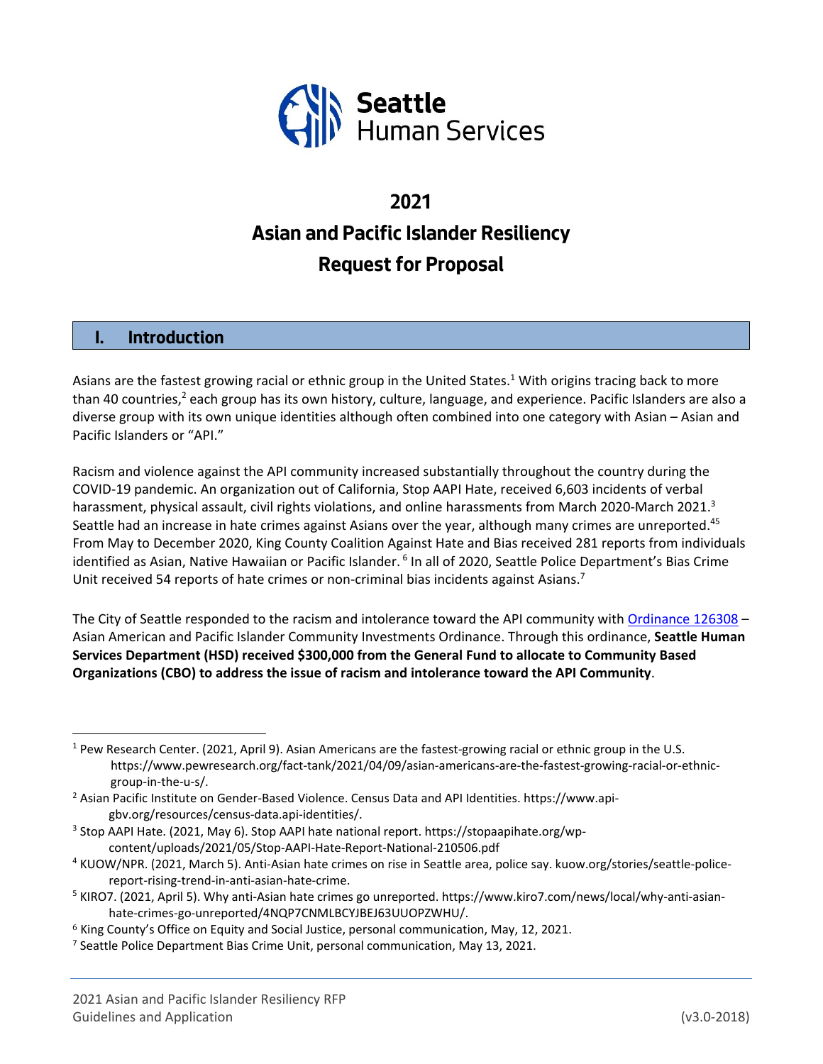Seattle Human Services

# 2021
# Asian and Pacific Islander Resiliency Request for Proposal

## I. Introduction

Asians are the fastest growing racial or ethnic group in the United States.[1] With origins tracing back to more than 40 countries,[2] each group has its own history, culture, language, and experience. Pacific Islanders are also a diverse group with its own unique identities although often combined into one category with Asian – Asian and Pacific Islanders or "API."

Racism and violence against the API community increased substantially throughout the country during the COVID-19 pandemic. An organization out of California, Stop AAPI Hate, received 6,603 incidents of verbal harassment, physical assault, civil rights violations, and online harassments from March 2020-March 2021.[3] Seattle had an increase in hate crimes against Asians over the year, although many crimes are unreported.[4][5] From May to December 2020, King County Coalition Against Hate and Bias received 281 reports from individuals identified as Asian, Native Hawaiian or Pacific Islander.[6] In all of 2020, Seattle Police Department's Bias Crime Unit received 54 reports of hate crimes or non-criminal bias incidents against Asians.[7]

The City of Seattle responded to the racism and intolerance toward the API community with Ordinance 126308 – Asian American and Pacific Islander Community Investments Ordinance. Through this ordinance, **Seattle Human Services Department (HSD) received $300,000 from the General Fund to allocate to Community Based Organizations (CBO) to address the issue of racism and intolerance toward the API Community**.

---

[1] Pew Research Center. (2021, April 9). Asian Americans are the fastest-growing racial or ethnic group in the U.S. https://www.pewresearch.org/fact-tank/2021/04/09/asian-americans-are-the-fastest-growing-racial-or-ethnic-group-in-the-u-s/.

[2] Asian Pacific Institute on Gender-Based Violence. Census Data and API Identities. https://www.api-gbv.org/resources/census-data.api-identities/.

[3] Stop AAPI Hate. (2021, May 6). Stop AAPI hate national report. https://stopaapihate.org/wp-content/uploads/2021/05/Stop-AAPI-Hate-Report-National-210506.pdf

[4] KUOW/NPR. (2021, March 5). Anti-Asian hate crimes on rise in Seattle area, police say. kuow.org/stories/seattle-police-report-rising-trend-in-anti-asian-hate-crime.

[5] KIRO7. (2021, April 5). Why anti-Asian hate crimes go unreported. https://www.kiro7.com/news/local/why-anti-asian-hate-crimes-go-unreported/4NQP7CNMLBCYJBEJ63UUOPZWHU/.

[6] King County's Office on Equity and Social Justice, personal communication, May, 12, 2021.

[7] Seattle Police Department Bias Crime Unit, personal communication, May 13, 2021.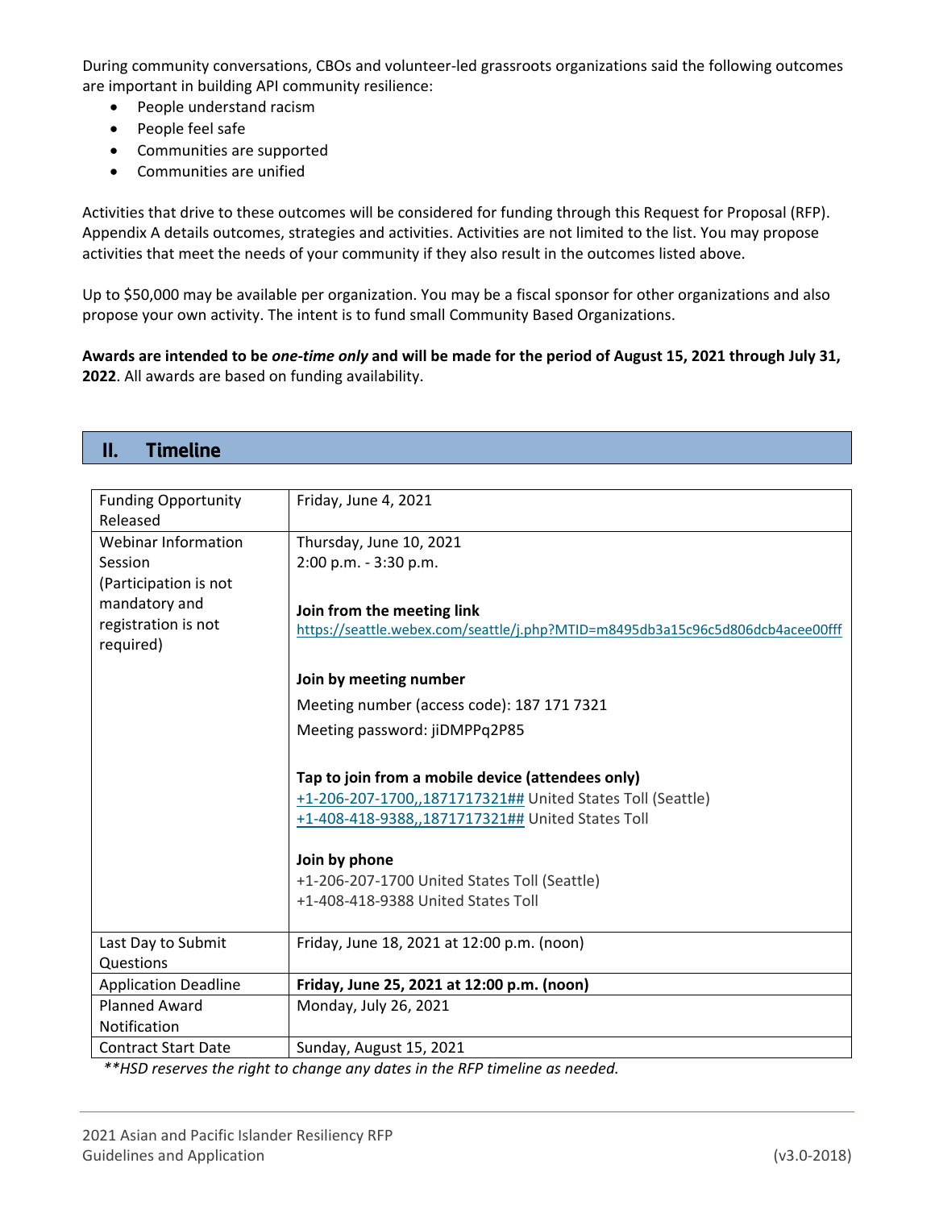During community conversations, CBOs and volunteer-led grassroots organizations said the following outcomes are important in building API community resilience:

- People understand racism
- People feel safe
- Communities are supported
- Communities are unified

Activities that drive to these outcomes will be considered for funding through this Request for Proposal (RFP). Appendix A details outcomes, strategies and activities. Activities are not limited to the list. You may propose activities that meet the needs of your community if they also result in the outcomes listed above.

Up to $50,000 may be available per organization. You may be a fiscal sponsor for other organizations and also propose your own activity. The intent is to fund small Community Based Organizations.

**Awards are intended to be *one-time only* and will be made for the period of August 15, 2021 through July 31, 2022**. All awards are based on funding availability.

## II. Timeline

| | |
|---|---|
| Funding Opportunity Released | Friday, June 4, 2021 |
| Webinar Information Session (Participation is not mandatory and registration is not required) | Thursday, June 10, 2021<br>2:00 p.m. - 3:30 p.m.<br><br>**Join from the meeting link**<br>https://seattle.webex.com/seattle/j.php?MTID=m8495db3a15c96c5d806dcb4acee00fff<br><br>**Join by meeting number**<br>Meeting number (access code): 187 171 7321<br>Meeting password: jiDMPPq2P85<br><br>**Tap to join from a mobile device (attendees only)**<br>+1-206-207-1700,,1871717321## United States Toll (Seattle)<br>+1-408-418-9388,,1871717321## United States Toll<br><br>**Join by phone**<br>+1-206-207-1700 United States Toll (Seattle)<br>+1-408-418-9388 United States Toll |
| Last Day to Submit Questions | Friday, June 18, 2021 at 12:00 p.m. (noon) |
| Application Deadline | **Friday, June 25, 2021 at 12:00 p.m. (noon)** |
| Planned Award Notification | Monday, July 26, 2021 |
| Contract Start Date | Sunday, August 15, 2021 |

*\*\*HSD reserves the right to change any dates in the RFP timeline as needed.*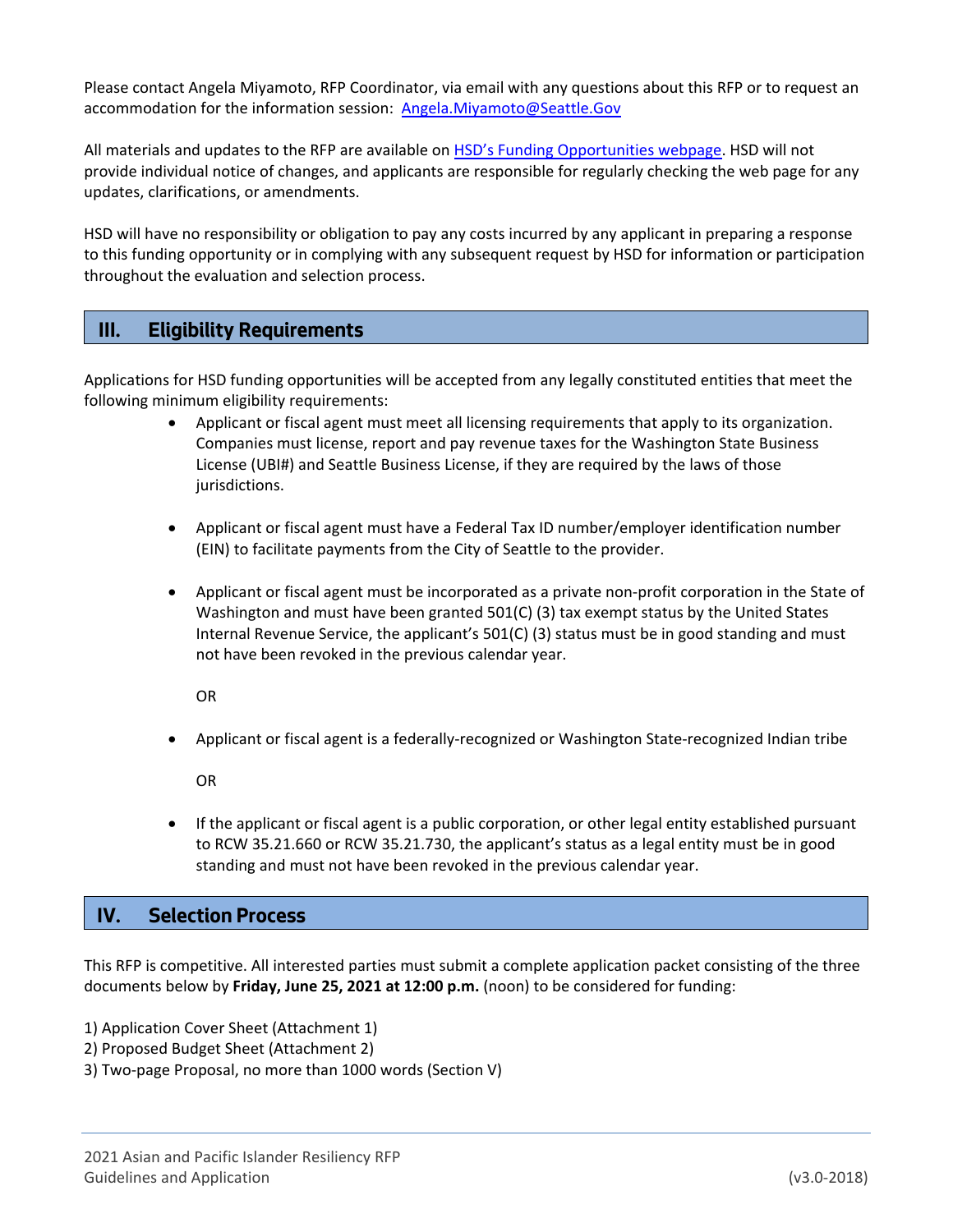Please contact Angela Miyamoto, RFP Coordinator, via email with any questions about this RFP or to request an accommodation for the information session: [Angela.Miyamoto@Seattle.Gov](mailto:Angela.Miyamoto@Seattle.Gov)

All materials and updates to the RFP are available on [HSD's Funding Opportunities webpage](#). HSD will not provide individual notice of changes, and applicants are responsible for regularly checking the web page for any updates, clarifications, or amendments.

HSD will have no responsibility or obligation to pay any costs incurred by any applicant in preparing a response to this funding opportunity or in complying with any subsequent request by HSD for information or participation throughout the evaluation and selection process.

## III. Eligibility Requirements

Applications for HSD funding opportunities will be accepted from any legally constituted entities that meet the following minimum eligibility requirements:

- Applicant or fiscal agent must meet all licensing requirements that apply to its organization. Companies must license, report and pay revenue taxes for the Washington State Business License (UBI#) and Seattle Business License, if they are required by the laws of those jurisdictions.

- Applicant or fiscal agent must have a Federal Tax ID number/employer identification number (EIN) to facilitate payments from the City of Seattle to the provider.

- Applicant or fiscal agent must be incorporated as a private non-profit corporation in the State of Washington and must have been granted 501(C) (3) tax exempt status by the United States Internal Revenue Service, the applicant's 501(C) (3) status must be in good standing and must not have been revoked in the previous calendar year.

  OR

- Applicant or fiscal agent is a federally-recognized or Washington State-recognized Indian tribe

  OR

- If the applicant or fiscal agent is a public corporation, or other legal entity established pursuant to RCW 35.21.660 or RCW 35.21.730, the applicant's status as a legal entity must be in good standing and must not have been revoked in the previous calendar year.

## IV. Selection Process

This RFP is competitive. All interested parties must submit a complete application packet consisting of the three documents below by **Friday, June 25, 2021 at 12:00 p.m.** (noon) to be considered for funding:

1) Application Cover Sheet (Attachment 1)
2) Proposed Budget Sheet (Attachment 2)
3) Two-page Proposal, no more than 1000 words (Section V)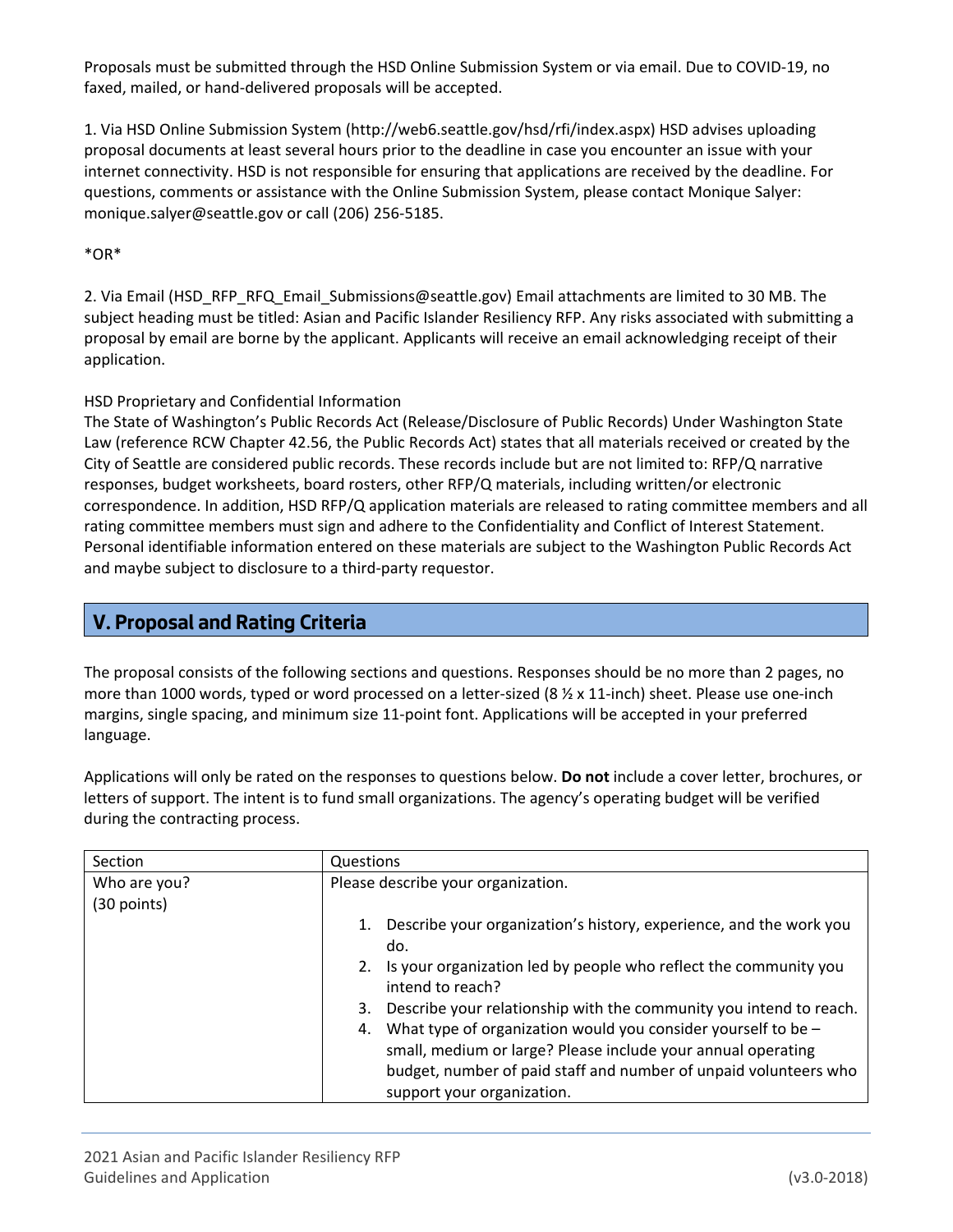Proposals must be submitted through the HSD Online Submission System or via email. Due to COVID-19, no faxed, mailed, or hand-delivered proposals will be accepted.

1. Via HSD Online Submission System (http://web6.seattle.gov/hsd/rfi/index.aspx) HSD advises uploading proposal documents at least several hours prior to the deadline in case you encounter an issue with your internet connectivity. HSD is not responsible for ensuring that applications are received by the deadline. For questions, comments or assistance with the Online Submission System, please contact Monique Salyer: monique.salyer@seattle.gov or call (206) 256-5185.

*OR*

2. Via Email (HSD_RFP_RFQ_Email_Submissions@seattle.gov) Email attachments are limited to 30 MB. The subject heading must be titled: Asian and Pacific Islander Resiliency RFP. Any risks associated with submitting a proposal by email are borne by the applicant. Applicants will receive an email acknowledging receipt of their application.

HSD Proprietary and Confidential Information
The State of Washington's Public Records Act (Release/Disclosure of Public Records) Under Washington State Law (reference RCW Chapter 42.56, the Public Records Act) states that all materials received or created by the City of Seattle are considered public records. These records include but are not limited to: RFP/Q narrative responses, budget worksheets, board rosters, other RFP/Q materials, including written/or electronic correspondence. In addition, HSD RFP/Q application materials are released to rating committee members and all rating committee members must sign and adhere to the Confidentiality and Conflict of Interest Statement. Personal identifiable information entered on these materials are subject to the Washington Public Records Act and maybe subject to disclosure to a third-party requestor.

## V. Proposal and Rating Criteria

The proposal consists of the following sections and questions. Responses should be no more than 2 pages, no more than 1000 words, typed or word processed on a letter-sized (8 ½ x 11-inch) sheet. Please use one-inch margins, single spacing, and minimum size 11-point font. Applications will be accepted in your preferred language.

Applications will only be rated on the responses to questions below. **Do not** include a cover letter, brochures, or letters of support. The intent is to fund small organizations. The agency's operating budget will be verified during the contracting process.

| Section | Questions |
|---|---|
| Who are you? (30 points) | Please describe your organization.<br><br>1. Describe your organization's history, experience, and the work you do.<br>2. Is your organization led by people who reflect the community you intend to reach?<br>3. Describe your relationship with the community you intend to reach.<br>4. What type of organization would you consider yourself to be – small, medium or large? Please include your annual operating budget, number of paid staff and number of unpaid volunteers who support your organization. |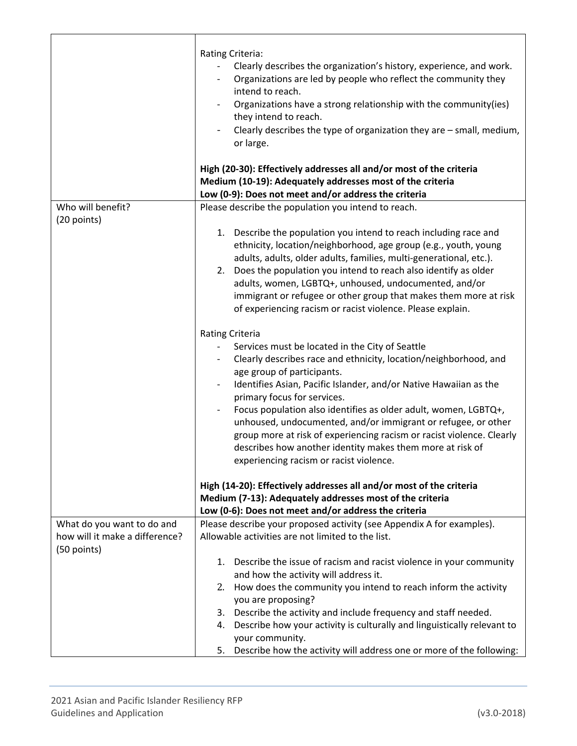| | |
|---|---|
| | Rating Criteria:<br>- Clearly describes the organization's history, experience, and work.<br>- Organizations are led by people who reflect the community they intend to reach.<br>- Organizations have a strong relationship with the community(ies) they intend to reach.<br>- Clearly describes the type of organization they are – small, medium, or large.<br><br>**High (20-30): Effectively addresses all and/or most of the criteria**<br>**Medium (10-19): Adequately addresses most of the criteria**<br>**Low (0-9): Does not meet and/or address the criteria** |
| Who will benefit?<br>(20 points) | Please describe the population you intend to reach.<br><br>1. Describe the population you intend to reach including race and ethnicity, location/neighborhood, age group (e.g., youth, young adults, adults, older adults, families, multi-generational, etc.).<br>2. Does the population you intend to reach also identify as older adults, women, LGBTQ+, unhoused, undocumented, and/or immigrant or refugee or other group that makes them more at risk of experiencing racism or racist violence. Please explain.<br><br>Rating Criteria<br>- Services must be located in the City of Seattle<br>- Clearly describes race and ethnicity, location/neighborhood, and age group of participants.<br>- Identifies Asian, Pacific Islander, and/or Native Hawaiian as the primary focus for services.<br>- Focus population also identifies as older adult, women, LGBTQ+, unhoused, undocumented, and/or immigrant or refugee, or other group more at risk of experiencing racism or racist violence. Clearly describes how another identity makes them more at risk of experiencing racism or racist violence.<br><br>**High (14-20): Effectively addresses all and/or most of the criteria**<br>**Medium (7-13): Adequately addresses most of the criteria**<br>**Low (0-6): Does not meet and/or address the criteria** |
| What do you want to do and how will it make a difference?<br>(50 points) | Please describe your proposed activity (see Appendix A for examples). Allowable activities are not limited to the list.<br><br>1. Describe the issue of racism and racist violence in your community and how the activity will address it.<br>2. How does the community you intend to reach inform the activity you are proposing?<br>3. Describe the activity and include frequency and staff needed.<br>4. Describe how your activity is culturally and linguistically relevant to your community.<br>5. Describe how the activity will address one or more of the following: |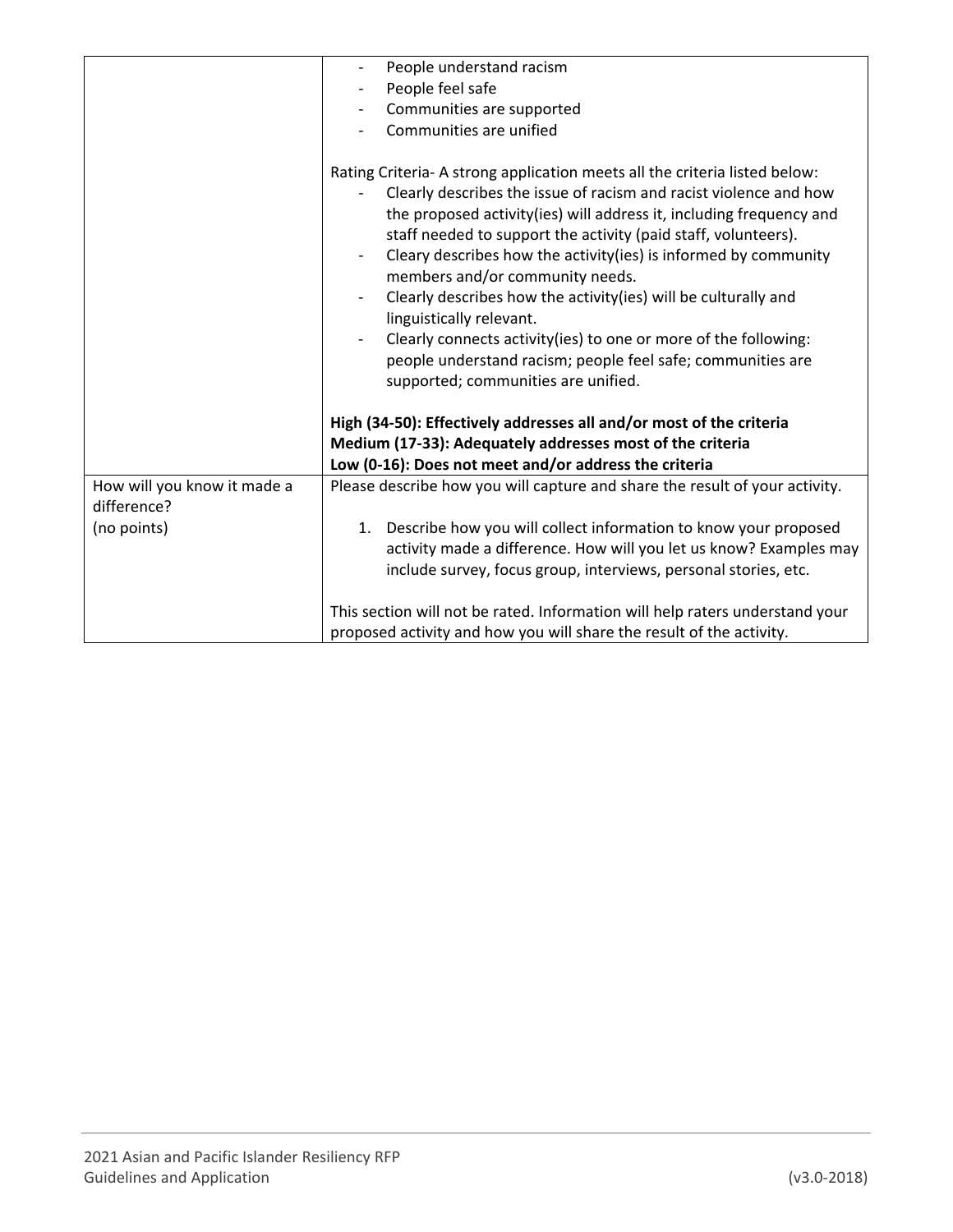| | |
|---|---|
| | - People understand racism<br>- People feel safe<br>- Communities are supported<br>- Communities are unified<br><br>Rating Criteria- A strong application meets all the criteria listed below:<br>- Clearly describes the issue of racism and racist violence and how the proposed activity(ies) will address it, including frequency and staff needed to support the activity (paid staff, volunteers).<br>- Cleary describes how the activity(ies) is informed by community members and/or community needs.<br>- Clearly describes how the activity(ies) will be culturally and linguistically relevant.<br>- Clearly connects activity(ies) to one or more of the following: people understand racism; people feel safe; communities are supported; communities are unified.<br><br>**High (34-50): Effectively addresses all and/or most of the criteria**<br>**Medium (17-33): Adequately addresses most of the criteria**<br>**Low (0-16): Does not meet and/or address the criteria** |
| How will you know it made a difference?<br>(no points) | Please describe how you will capture and share the result of your activity.<br><br>1. Describe how you will collect information to know your proposed activity made a difference. How will you let us know? Examples may include survey, focus group, interviews, personal stories, etc.<br><br>This section will not be rated. Information will help raters understand your proposed activity and how you will share the result of the activity. |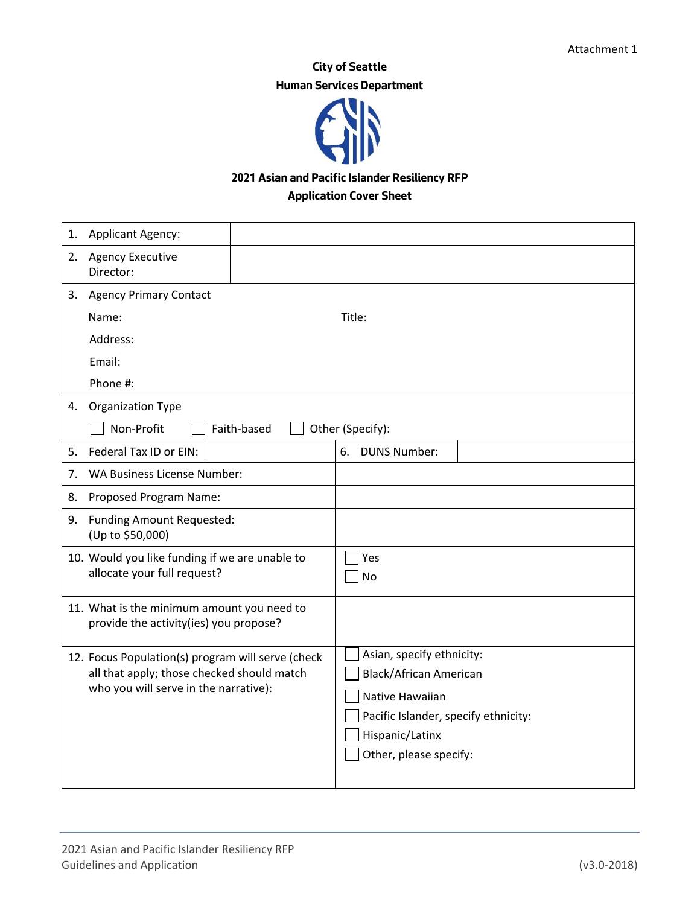Attachment 1

**City of Seattle**

**Human Services Department**

**2021 Asian and Pacific Islander Resiliency RFP**

**Application Cover Sheet**

| | |
|---|---|
| 1. Applicant Agency: | |
| 2. Agency Executive Director: | |
| 3. Agency Primary Contact<br>Name: Title:<br>Address:<br>Email:<br>Phone #: | |
| 4. Organization Type<br>☐ Non-Profit ☐ Faith-based ☐ Other (Specify): | |
| 5. Federal Tax ID or EIN: | 6. DUNS Number: |
| 7. WA Business License Number: | |
| 8. Proposed Program Name: | |
| 9. Funding Amount Requested: (Up to $50,000) | |
| 10. Would you like funding if we are unable to allocate your full request? | ☐ Yes<br>☐ No |
| 11. What is the minimum amount you need to provide the activity(ies) you propose? | |
| 12. Focus Population(s) program will serve (check all that apply; those checked should match who you will serve in the narrative): | ☐ Asian, specify ethnicity:<br>☐ Black/African American<br>☐ Native Hawaiian<br>☐ Pacific Islander, specify ethnicity:<br>☐ Hispanic/Latinx<br>☐ Other, please specify: |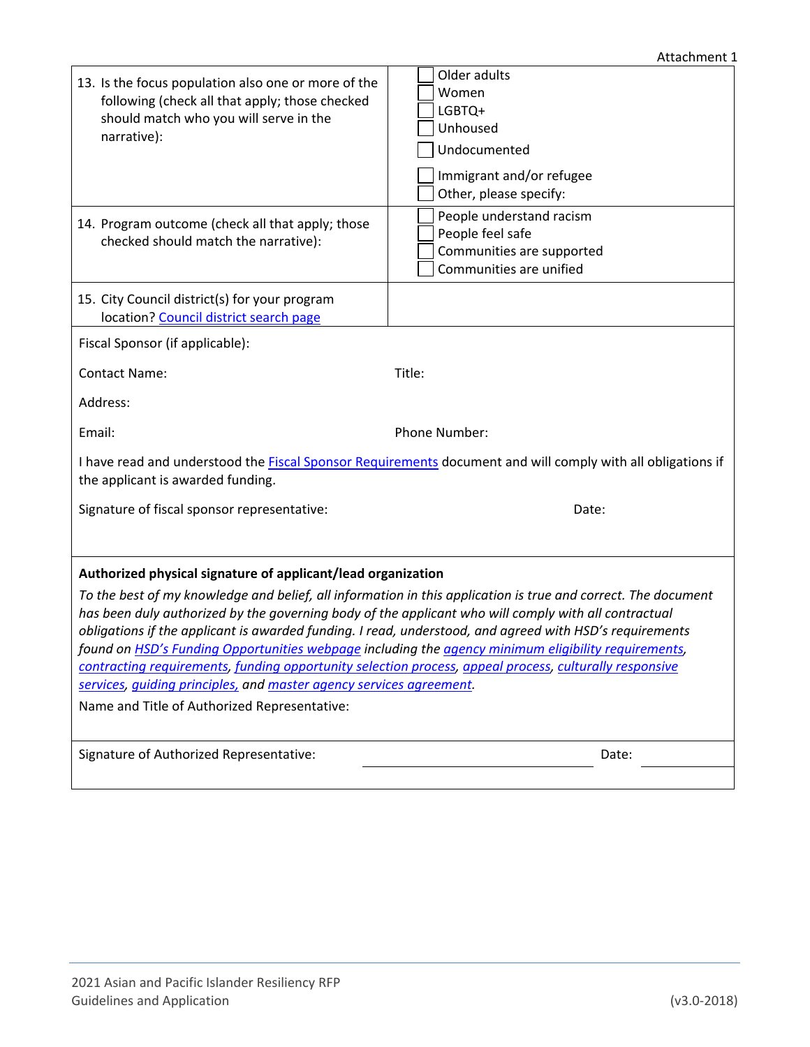| | |
|---|---|
| 13. Is the focus population also one or more of the following (check all that apply; those checked should match who you will serve in the narrative): | ☐ Older adults<br>☐ Women<br>☐ LGBTQ+<br>☐ Unhoused<br>☐ Undocumented<br>☐ Immigrant and/or refugee<br>☐ Other, please specify: |
| 14. Program outcome (check all that apply; those checked should match the narrative): | ☐ People understand racism<br>☐ People feel safe<br>☐ Communities are supported<br>☐ Communities are unified |
| 15. City Council district(s) for your program location? [Council district search page]() | |

Fiscal Sponsor (if applicable):

Contact Name: Title:

Address:

Email: Phone Number:

I have read and understood the [Fiscal Sponsor Requirements]() document and will comply with all obligations if the applicant is awarded funding.

Signature of fiscal sponsor representative: Date:

**Authorized physical signature of applicant/lead organization**

*To the best of my knowledge and belief, all information in this application is true and correct. The document has been duly authorized by the governing body of the applicant who will comply with all contractual obligations if the applicant is awarded funding. I read, understood, and agreed with HSD's requirements found on [HSD's Funding Opportunities webpage]() including the [agency minimum eligibility requirements](), [contracting requirements](), [funding opportunity selection process](), [appeal process](), [culturally responsive services](), [guiding principles,]() and [master agency services agreement]().*

Name and Title of Authorized Representative:

Signature of Authorized Representative: ______________________ Date: __________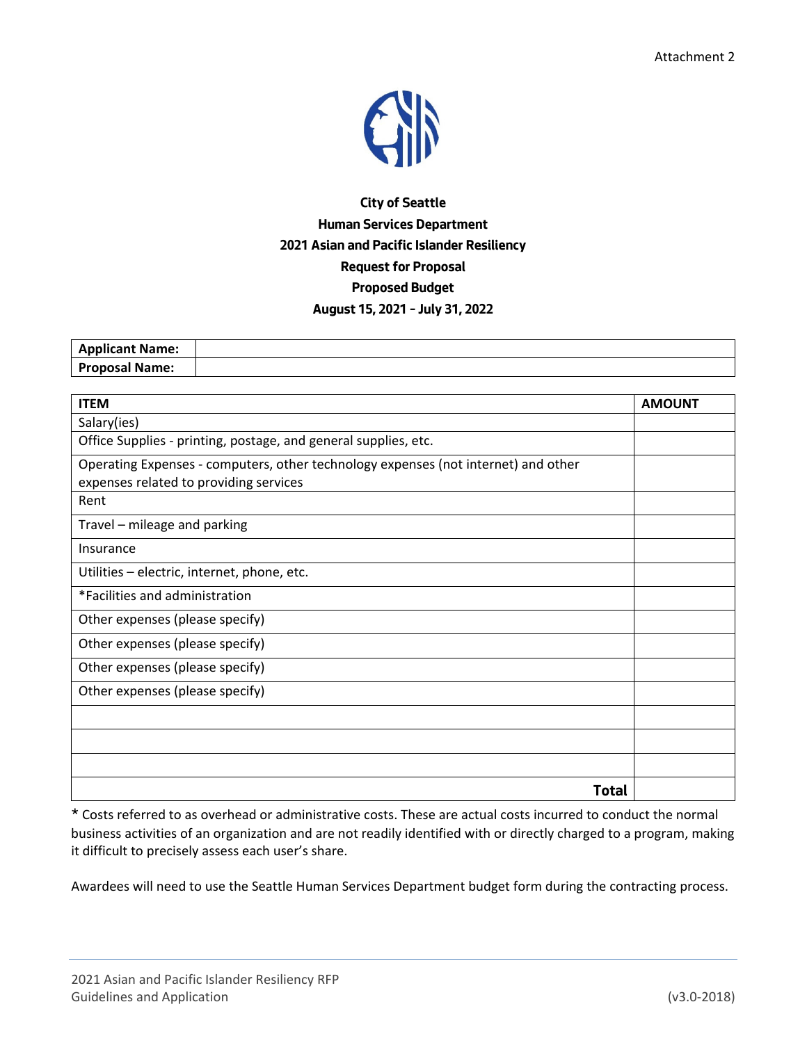Attachment 2

**City of Seattle**
**Human Services Department**
**2021 Asian and Pacific Islander Resiliency**
**Request for Proposal**
**Proposed Budget**
**August 15, 2021 – July 31, 2022**

| **Applicant Name:** | |
|---|---|
| **Proposal Name:** | |

| **ITEM** | **AMOUNT** |
|---|---|
| Salary(ies) | |
| Office Supplies - printing, postage, and general supplies, etc. | |
| Operating Expenses - computers, other technology expenses (not internet) and other expenses related to providing services | |
| Rent | |
| Travel – mileage and parking | |
| Insurance | |
| Utilities – electric, internet, phone, etc. | |
| *Facilities and administration | |
| Other expenses (please specify) | |
| Other expenses (please specify) | |
| Other expenses (please specify) | |
| Other expenses (please specify) | |
| | |
| | |
| | |
| **Total** | |

* Costs referred to as overhead or administrative costs. These are actual costs incurred to conduct the normal business activities of an organization and are not readily identified with or directly charged to a program, making it difficult to precisely assess each user's share.

Awardees will need to use the Seattle Human Services Department budget form during the contracting process.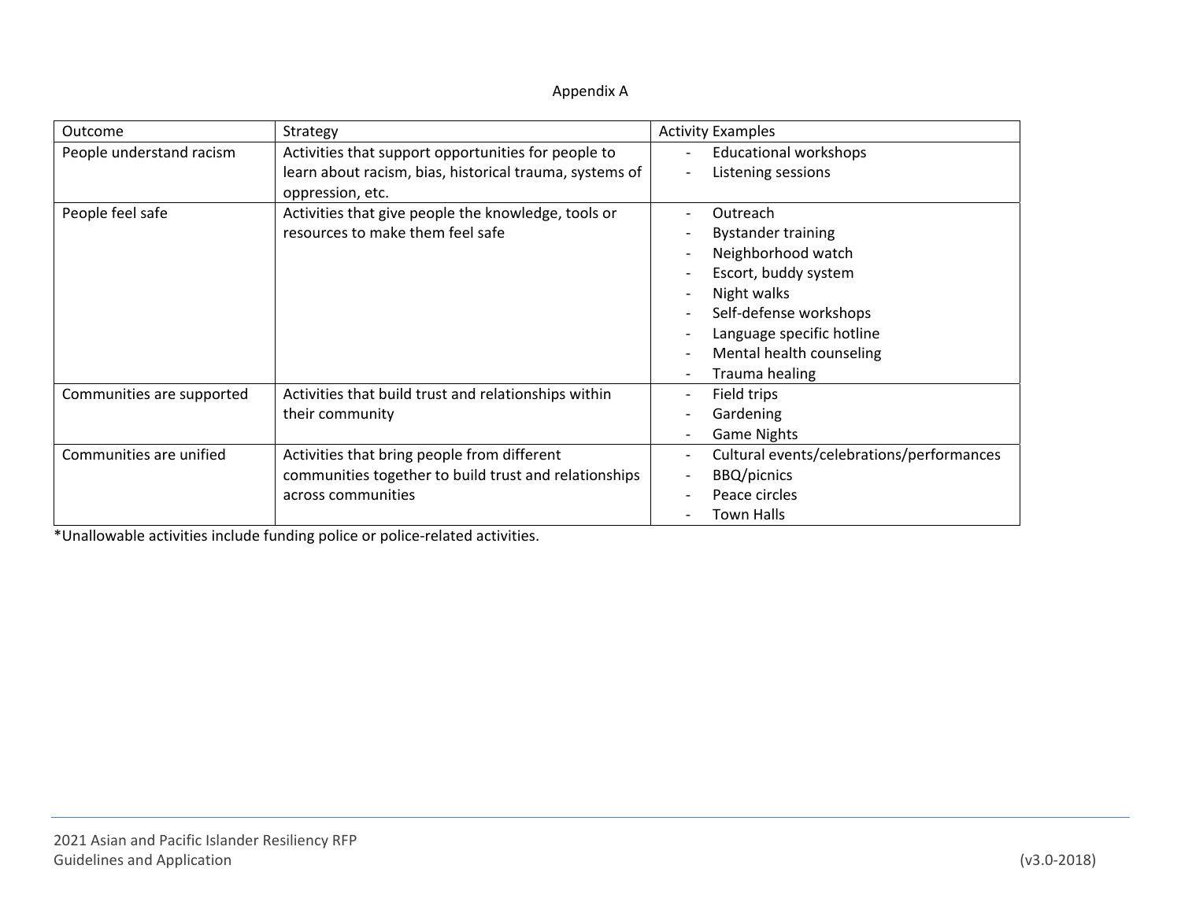Appendix A

| Outcome | Strategy | Activity Examples |
|---|---|---|
| People understand racism | Activities that support opportunities for people to learn about racism, bias, historical trauma, systems of oppression, etc. | - Educational workshops<br>- Listening sessions |
| People feel safe | Activities that give people the knowledge, tools or resources to make them feel safe | - Outreach<br>- Bystander training<br>- Neighborhood watch<br>- Escort, buddy system<br>- Night walks<br>- Self-defense workshops<br>- Language specific hotline<br>- Mental health counseling<br>- Trauma healing |
| Communities are supported | Activities that build trust and relationships within their community | - Field trips<br>- Gardening<br>- Game Nights |
| Communities are unified | Activities that bring people from different communities together to build trust and relationships across communities | - Cultural events/celebrations/performances<br>- BBQ/picnics<br>- Peace circles<br>- Town Halls |

*Unallowable activities include funding police or police-related activities.